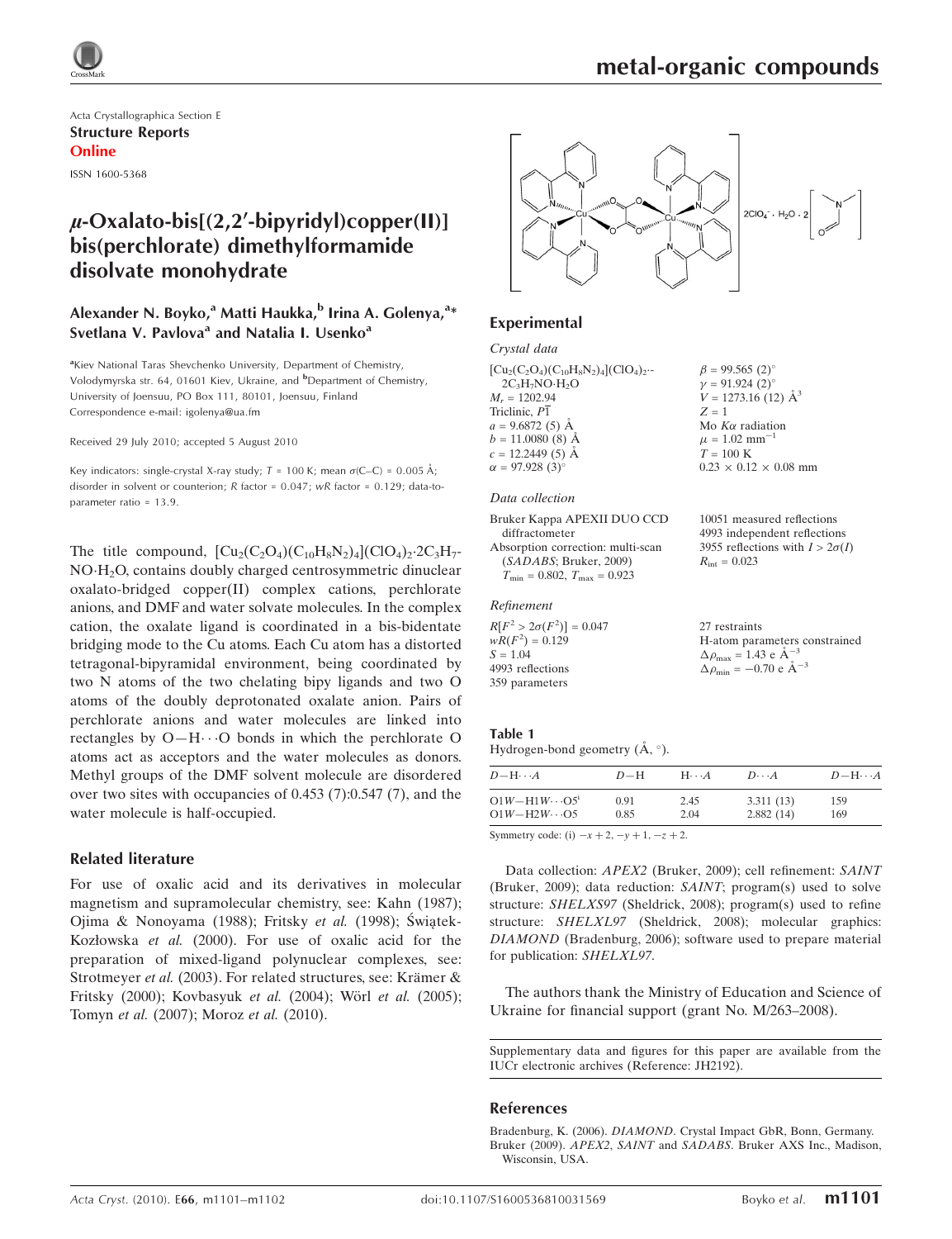Acta Crystallographica Section E
**Structure Reports Online**
ISSN 1600-5368

# μ-Oxalato-bis[(2,2′-bipyridyl)copper(II)] bis(perchlorate) dimethylformamide disolvate monohydrate

**Alexander N. Boyko,[a] Matti Haukka,[b] Irina A. Golenya,[a]* Svetlana V. Pavlova[a] and Natalia I. Usenko[a]**

[a]Kiev National Taras Shevchenko University, Department of Chemistry, Volodymyrska str. 64, 01601 Kiev, Ukraine, and [b]Department of Chemistry, University of Joensuu, PO Box 111, 80101, Joensuu, Finland
Correspondence e-mail: igolenya@ua.fm

Received 29 July 2010; accepted 5 August 2010

Key indicators: single-crystal X-ray study; $T$ = 100 K; mean $\sigma$(C–C) = 0.005 Å; disorder in solvent or counterion; $R$ factor = 0.047; $wR$ factor = 0.129; data-to-parameter ratio = 13.9.

The title compound, $[Cu_2(C_2O_4)(C_{10}H_8N_2)_4](ClO_4)_2 \cdot 2C_3H_7NO \cdot H_2O$, contains doubly charged centrosymmetric dinuclear oxalato-bridged copper(II) complex cations, perchlorate anions, and DMF and water solvate molecules. In the complex cation, the oxalate ligand is coordinated in a bis-bidentate bridging mode to the Cu atoms. Each Cu atom has a distorted tetragonal-bipyramidal environment, being coordinated by two N atoms of the two chelating bipy ligands and two O atoms of the doubly deprotonated oxalate anion. Pairs of perchlorate anions and water molecules are linked into rectangles by O—H⋯O bonds in which the perchlorate O atoms act as acceptors and the water molecules as donors. Methyl groups of the DMF solvent molecule are disordered over two sites with occupancies of 0.453 (7):0.547 (7), and the water molecule is half-occupied.

## Related literature

For use of oxalic acid and its derivatives in molecular magnetism and supramolecular chemistry, see: Kahn (1987); Ojima & Nonoyama (1988); Fritsky *et al.* (1998); Świątek-Kozłowska *et al.* (2000). For use of oxalic acid for the preparation of mixed-ligand polynuclear complexes, see: Strotmeyer *et al.* (2003). For related structures, see: Krämer & Fritsky (2000); Kovbasyuk *et al.* (2004); Wörl *et al.* (2005); Tomyn *et al.* (2007); Moroz *et al.* (2010).

$2ClO_4^- \cdot H_2O \cdot 2$

## Experimental

### Crystal data

$[Cu_2(C_2O_4)(C_{10}H_8N_2)_4](ClO_4)_2 \cdot 2C_3H_7NO \cdot H_2O$
$M_r$ = 1202.94
Triclinic, $P\overline{1}$
$a$ = 9.6872 (5) Å
$b$ = 11.0080 (8) Å
$c$ = 12.2449 (5) Å
$\alpha$ = 97.928 (3)°
$\beta$ = 99.565 (2)°
$\gamma$ = 91.924 (2)°
$V$ = 1273.16 (12) Å$^3$
$Z$ = 1
Mo $K\alpha$ radiation
$\mu$ = 1.02 mm$^{-1}$
$T$ = 100 K
0.23 × 0.12 × 0.08 mm

### Data collection

Bruker Kappa APEXII DUO CCD diffractometer
Absorption correction: multi-scan (*SADABS*; Bruker, 2009)
$T_{min}$ = 0.802, $T_{max}$ = 0.923
10051 measured reflections
4993 independent reflections
3955 reflections with $I > 2\sigma(I)$
$R_{int}$ = 0.023

### Refinement

$R[F^2 > 2\sigma(F^2)]$ = 0.047
$wR(F^2)$ = 0.129
$S$ = 1.04
4993 reflections
359 parameters
27 restraints
H-atom parameters constrained
$\Delta\rho_{max}$ = 1.43 e Å$^{-3}$
$\Delta\rho_{min}$ = −0.70 e Å$^{-3}$

**Table 1**
Hydrogen-bond geometry (Å, °).

| $D$—H⋯$A$ | $D$—H | H⋯$A$ | $D$⋯$A$ | $D$—H⋯$A$ |
|---|---|---|---|---|
| O1$W$—H1$W$⋯O5$^{i}$ | 0.91 | 2.45 | 3.311 (13) | 159 |
| O1$W$—H2$W$⋯O5 | 0.85 | 2.04 | 2.882 (14) | 169 |

Symmetry code: (i) $-x + 2, -y + 1, -z + 2$.

Data collection: *APEX2* (Bruker, 2009); cell refinement: *SAINT* (Bruker, 2009); data reduction: *SAINT*; program(s) used to solve structure: *SHELXS97* (Sheldrick, 2008); program(s) used to refine structure: *SHELXL97* (Sheldrick, 2008); molecular graphics: *DIAMOND* (Bradenburg, 2006); software used to prepare material for publication: *SHELXL97*.

The authors thank the Ministry of Education and Science of Ukraine for financial support (grant No. M/263–2008).

Supplementary data and figures for this paper are available from the IUCr electronic archives (Reference: JH2192).

## References

Bradenburg, K. (2006). *DIAMOND*. Crystal Impact GbR, Bonn, Germany.
Bruker (2009). *APEX2*, *SAINT* and *SADABS*. Bruker AXS Inc., Madison, Wisconsin, USA.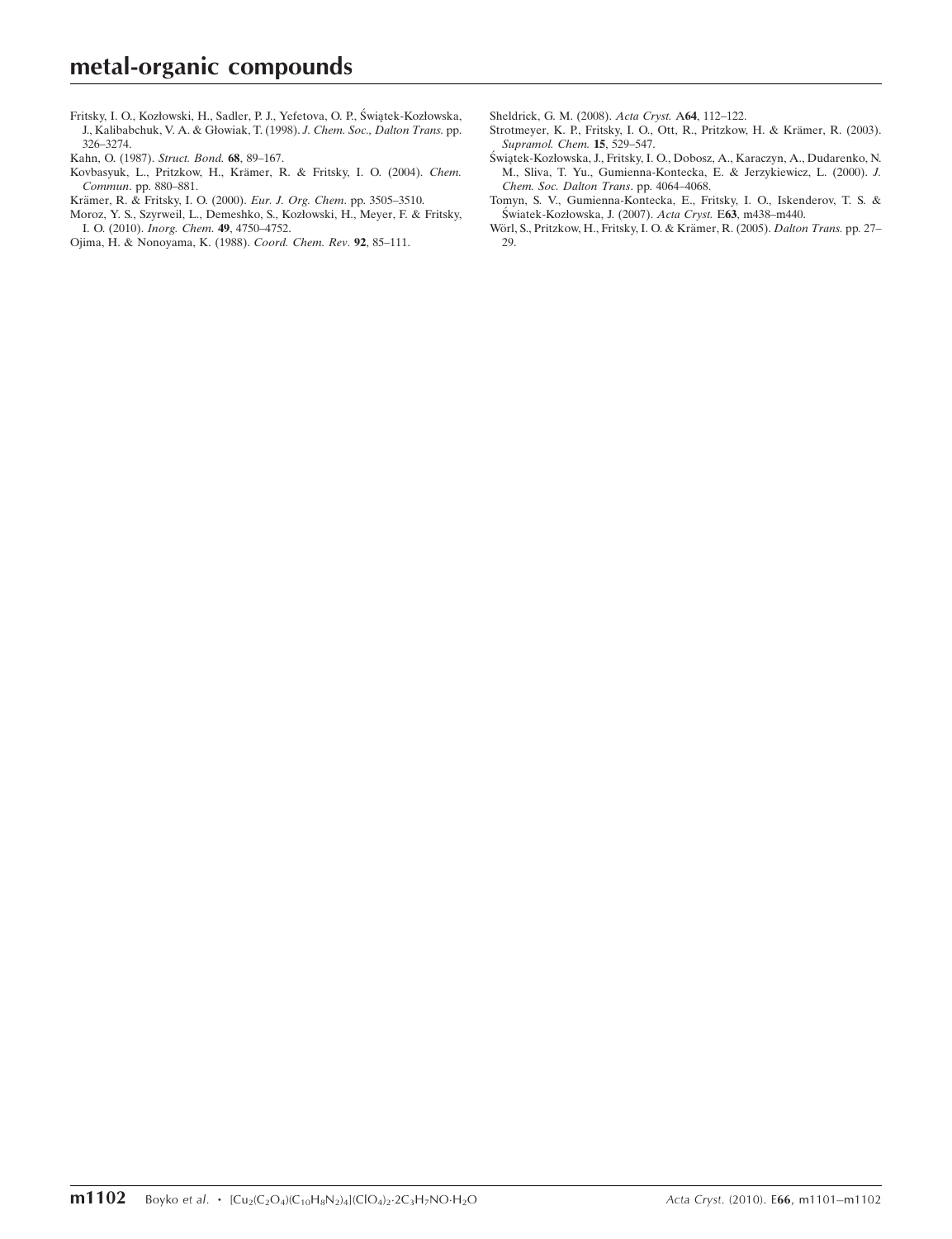Fritsky, I. O., Kozłowski, H., Sadler, P. J., Yefetova, O. P., Świątek-Kozłowska, J., Kalibabchuk, V. A. & Głowiak, T. (1998). *J. Chem. Soc., Dalton Trans.* pp. 326–3274.

Kahn, O. (1987). *Struct. Bond.* **68**, 89–167.

Kovbasyuk, L., Pritzkow, H., Krämer, R. & Fritsky, I. O. (2004). *Chem. Commun.* pp. 880–881.

Krämer, R. & Fritsky, I. O. (2000). *Eur. J. Org. Chem.* pp. 3505–3510.

Moroz, Y. S., Szyrweil, L., Demeshko, S., Kozłowski, H., Meyer, F. & Fritsky, I. O. (2010). *Inorg. Chem.* **49**, 4750–4752.

Ojima, H. & Nonoyama, K. (1988). *Coord. Chem. Rev.* **92**, 85–111.

Sheldrick, G. M. (2008). *Acta Cryst.* A**64**, 112–122.

Strotmeyer, K. P., Fritsky, I. O., Ott, R., Pritzkow, H. & Krämer, R. (2003). *Supramol. Chem.* **15**, 529–547.

Świątek-Kozłowska, J., Fritsky, I. O., Dobosz, A., Karaczyn, A., Dudarenko, N. M., Sliva, T. Yu., Gumienna-Kontecka, E. & Jerzykiewicz, L. (2000). *J. Chem. Soc. Dalton Trans.* pp. 4064–4068.

Tomyn, S. V., Gumienna-Kontecka, E., Fritsky, I. O., Iskenderov, T. S. & Światek-Kozłowska, J. (2007). *Acta Cryst.* E**63**, m438–m440.

Wörl, S., Pritzkow, H., Fritsky, I. O. & Krämer, R. (2005). *Dalton Trans.* pp. 27–29.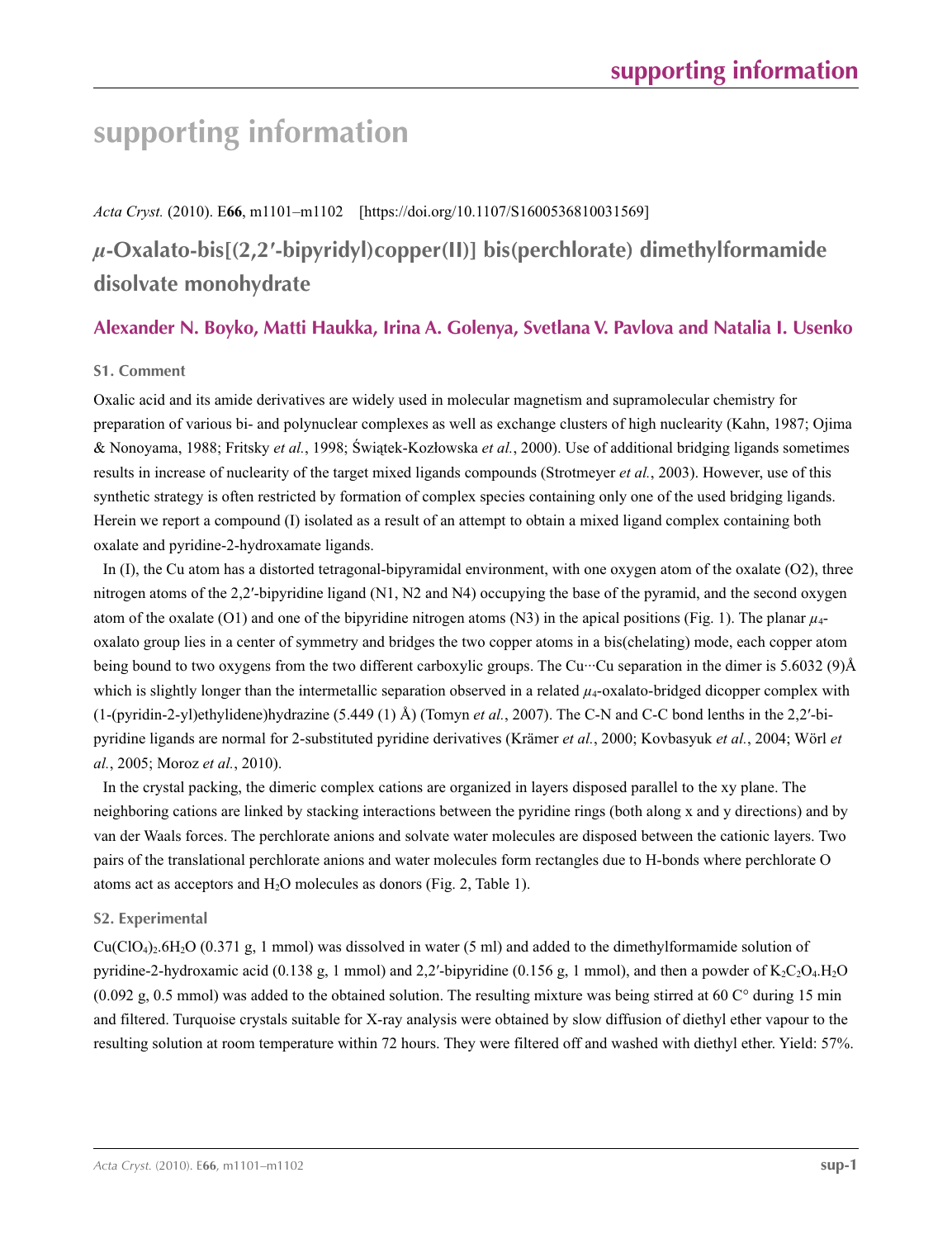# supporting information

*Acta Cryst.* (2010). E**66**, m1101–m1102 [https://doi.org/10.1107/S1600536810031569]

## *µ*-Oxalato-bis[(2,2′-bipyridyl)copper(II)] bis(perchlorate) dimethylformamide disolvate monohydrate

### Alexander N. Boyko, Matti Haukka, Irina A. Golenya, Svetlana V. Pavlova and Natalia I. Usenko

### S1. Comment

Oxalic acid and its amide derivatives are widely used in molecular magnetism and supramolecular chemistry for preparation of various bi- and polynuclear complexes as well as exchange clusters of high nuclearity (Kahn, 1987; Ojima & Nonoyama, 1988; Fritsky *et al.*, 1998; Świątek-Kozłowska *et al.*, 2000). Use of additional bridging ligands sometimes results in increase of nuclearity of the target mixed ligands compounds (Strotmeyer *et al.*, 2003). However, use of this synthetic strategy is often restricted by formation of complex species containing only one of the used bridging ligands. Herein we report a compound (I) isolated as a result of an attempt to obtain a mixed ligand complex containing both oxalate and pyridine-2-hydroxamate ligands.

In (I), the Cu atom has a distorted tetragonal-bipyramidal environment, with one oxygen atom of the oxalate (O2), three nitrogen atoms of the 2,2′-bipyridine ligand (N1, N2 and N4) occupying the base of the pyramid, and the second oxygen atom of the oxalate (O1) and one of the bipyridine nitrogen atoms (N3) in the apical positions (Fig. 1). The planar $\mu_4$-oxalato group lies in a center of symmetry and bridges the two copper atoms in a bis(chelating) mode, each copper atom being bound to two oxygens from the two different carboxylic groups. The Cu···Cu separation in the dimer is 5.6032 (9)Å which is slightly longer than the intermetallic separation observed in a related $\mu_4$-oxalato-bridged dicopper complex with (1-(pyridin-2-yl)ethylidene)hydrazine (5.449 (1) Å) (Tomyn *et al.*, 2007). The C-N and C-C bond lenths in the 2,2′-bipyridine ligands are normal for 2-substituted pyridine derivatives (Krämer *et al.*, 2000; Kovbasyuk *et al.*, 2004; Wörl *et al.*, 2005; Moroz *et al.*, 2010).

In the crystal packing, the dimeric complex cations are organized in layers disposed parallel to the xy plane. The neighboring cations are linked by stacking interactions between the pyridine rings (both along x and y directions) and by van der Waals forces. The perchlorate anions and solvate water molecules are disposed between the cationic layers. Two pairs of the translational perchlorate anions and water molecules form rectangles due to H-bonds where perchlorate O atoms act as acceptors and $H_2O$ molecules as donors (Fig. 2, Table 1).

### S2. Experimental

$Cu(ClO_4)_2.6H_2O$ (0.371 g, 1 mmol) was dissolved in water (5 ml) and added to the dimethylformamide solution of pyridine-2-hydroxamic acid (0.138 g, 1 mmol) and 2,2′-bipyridine (0.156 g, 1 mmol), and then a powder of $K_2C_2O_4.H_2O$ (0.092 g, 0.5 mmol) was added to the obtained solution. The resulting mixture was being stirred at 60 C° during 15 min and filtered. Turquoise crystals suitable for X-ray analysis were obtained by slow diffusion of diethyl ether vapour to the resulting solution at room temperature within 72 hours. They were filtered off and washed with diethyl ether. Yield: 57%.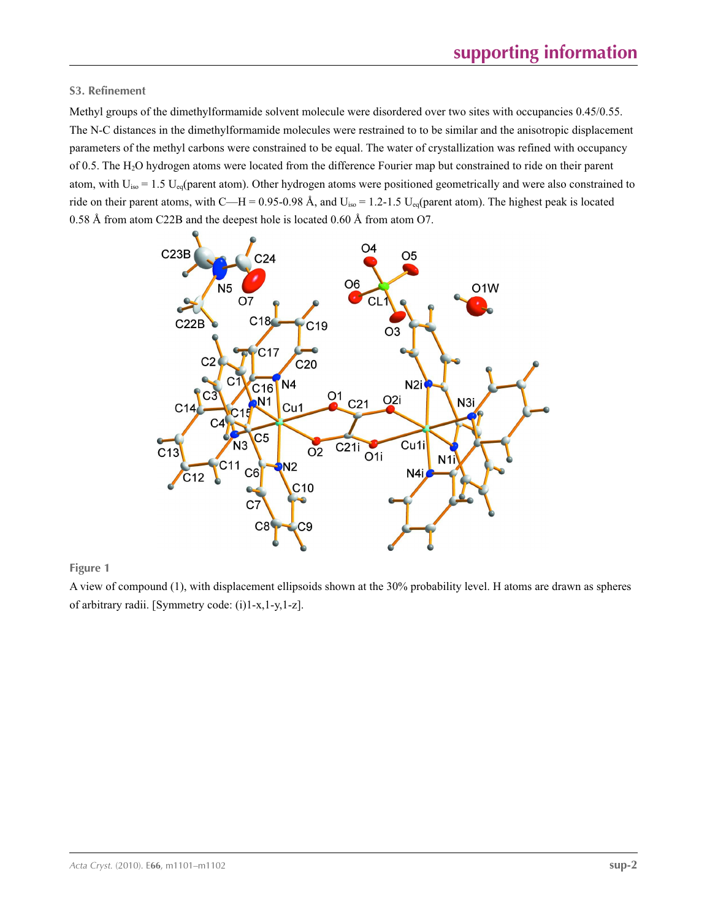## S3. Refinement

Methyl groups of the dimethylformamide solvent molecule were disordered over two sites with occupancies 0.45/0.55. The N-C distances in the dimethylformamide molecules were restrained to to be similar and the anisotropic displacement parameters of the methyl carbons were constrained to be equal. The water of crystallization was refined with occupancy of 0.5. The $H_2O$ hydrogen atoms were located from the difference Fourier map but constrained to ride on their parent atom, with $U_{iso}$ = 1.5 $U_{eq}$(parent atom). Other hydrogen atoms were positioned geometrically and were also constrained to ride on their parent atoms, with C—H = 0.95-0.98 Å, and $U_{iso}$ = 1.2-1.5 $U_{eq}$(parent atom). The highest peak is located 0.58 Å from atom C22B and the deepest hole is located 0.60 Å from atom O7.

**Figure 1**

A view of compound (1), with displacement ellipsoids shown at the 30% probability level. H atoms are drawn as spheres of arbitrary radii. [Symmetry code: (i)1-x,1-y,1-z].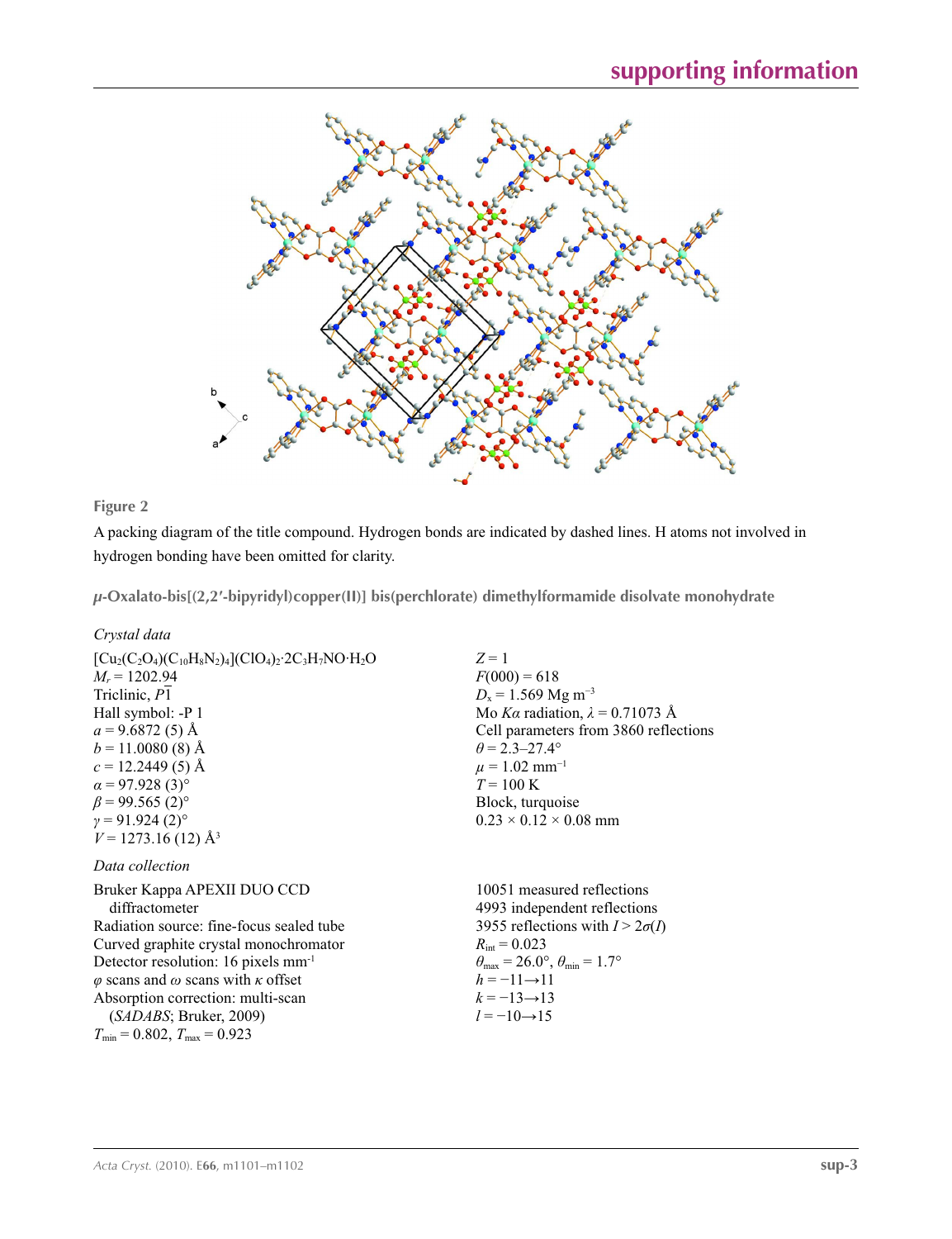**Figure 2**

A packing diagram of the title compound. Hydrogen bonds are indicated by dashed lines. H atoms not involved in hydrogen bonding have been omitted for clarity.

## *μ*-Oxalato-bis[(2,2′-bipyridyl)copper(II)] bis(perchlorate) dimethylformamide disolvate monohydrate

### *Crystal data*

$[Cu_2(C_2O_4)(C_{10}H_8N_2)_4](ClO_4)_2·2C_3H_7NO·H_2O$
$M_r = 1202.94$
Triclinic, $P\overline{1}$
Hall symbol: -P 1
$a = 9.6872$ (5) Å
$b = 11.0080$ (8) Å
$c = 12.2449$ (5) Å
$\alpha = 97.928$ (3)°
$\beta = 99.565$ (2)°
$\gamma = 91.924$ (2)°
$V = 1273.16$ (12) Å$^3$
$Z = 1$
$F(000) = 618$
$D_x = 1.569$ Mg m$^{-3}$
Mo *Kα* radiation, $\lambda = 0.71073$ Å
Cell parameters from 3860 reflections
$\theta = 2.3–27.4°$
$\mu = 1.02$ mm$^{-1}$
$T = 100$ K
Block, turquoise
0.23 × 0.12 × 0.08 mm

### *Data collection*

Bruker Kappa APEXII DUO CCD diffractometer
Radiation source: fine-focus sealed tube
Curved graphite crystal monochromator
Detector resolution: 16 pixels mm$^{-1}$
*φ* scans and *ω* scans with *κ* offset
Absorption correction: multi-scan (*SADABS*; Bruker, 2009)
$T_{min} = 0.802$, $T_{max} = 0.923$
10051 measured reflections
4993 independent reflections
3955 reflections with $I > 2\sigma(I)$
$R_{int} = 0.023$
$\theta_{max} = 26.0°$, $\theta_{min} = 1.7°$
$h = -11 \rightarrow 11$
$k = -13 \rightarrow 13$
$l = -10 \rightarrow 15$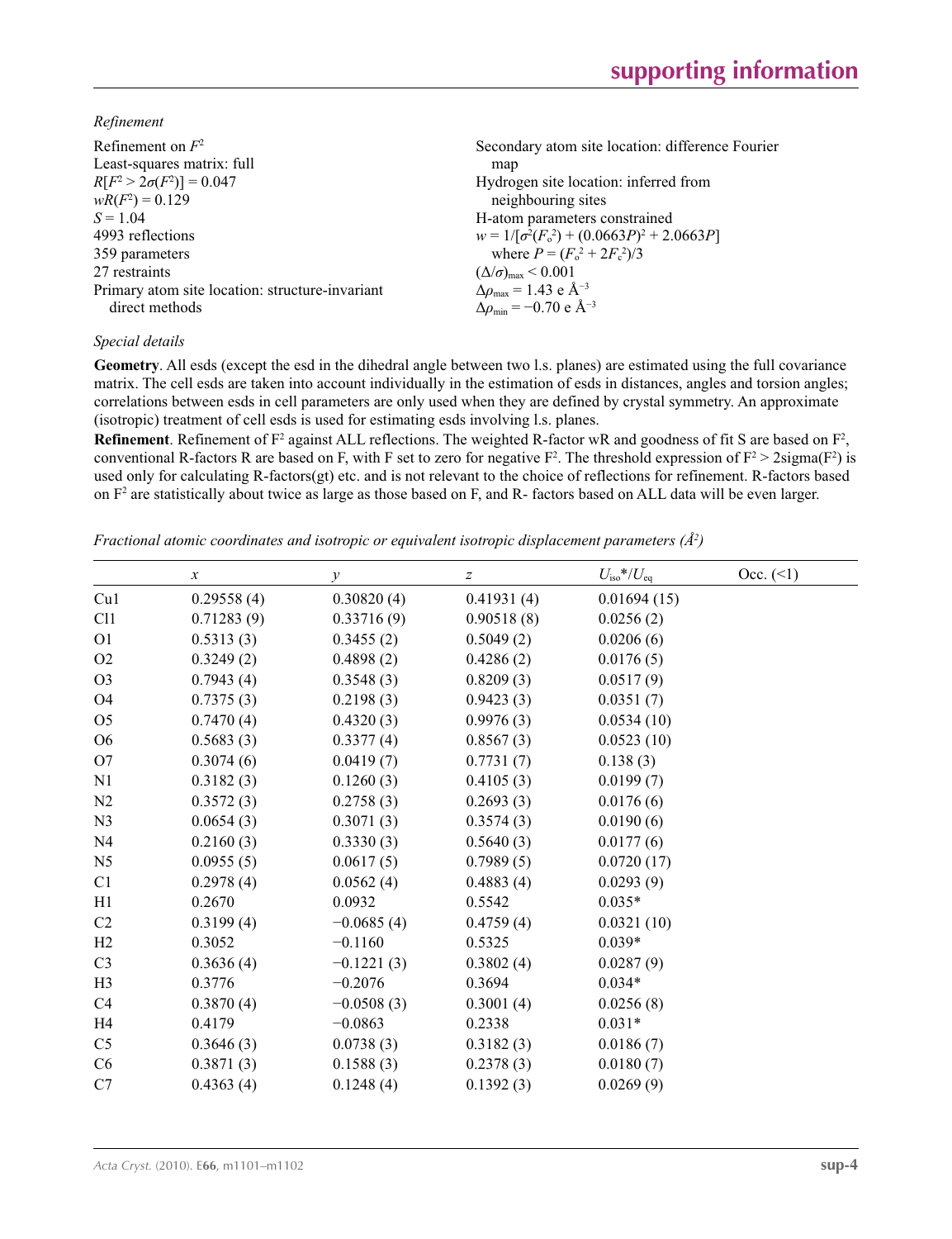*Refinement*

Refinement on $F^2$
Least-squares matrix: full
$R[F^2 > 2\sigma(F^2)] = 0.047$
$wR(F^2) = 0.129$
$S = 1.04$
4993 reflections
359 parameters
27 restraints
Primary atom site location: structure-invariant direct methods
Secondary atom site location: difference Fourier map
Hydrogen site location: inferred from neighbouring sites
H-atom parameters constrained
$w = 1/[\sigma^2(F_o^2) + (0.0663P)^2 + 2.0663P]$
where $P = (F_o^2 + 2F_c^2)/3$
$(\Delta/\sigma)_{max} < 0.001$
$\Delta\rho_{max} = 1.43$ e Å$^{-3}$
$\Delta\rho_{min} = -0.70$ e Å$^{-3}$

*Special details*

**Geometry**. All esds (except the esd in the dihedral angle between two l.s. planes) are estimated using the full covariance matrix. The cell esds are taken into account individually in the estimation of esds in distances, angles and torsion angles; correlations between esds in cell parameters are only used when they are defined by crystal symmetry. An approximate (isotropic) treatment of cell esds is used for estimating esds involving l.s. planes.

**Refinement**. Refinement of $F^2$ against ALL reflections. The weighted R-factor wR and goodness of fit S are based on $F^2$, conventional R-factors R are based on F, with F set to zero for negative $F^2$. The threshold expression of $F^2 > 2\text{sigma}(F^2)$ is used only for calculating R-factors(gt) etc. and is not relevant to the choice of reflections for refinement. R-factors based on $F^2$ are statistically about twice as large as those based on F, and R- factors based on ALL data will be even larger.

*Fractional atomic coordinates and isotropic or equivalent isotropic displacement parameters (Å$^2$)*

| | $x$ | $y$ | $z$ | $U_{iso}$*/$U_{eq}$ | Occ. (<1) |
|---|---|---|---|---|---|
| Cu1 | 0.29558 (4) | 0.30820 (4) | 0.41931 (4) | 0.01694 (15) | |
| Cl1 | 0.71283 (9) | 0.33716 (9) | 0.90518 (8) | 0.0256 (2) | |
| O1 | 0.5313 (3) | 0.3455 (2) | 0.5049 (2) | 0.0206 (6) | |
| O2 | 0.3249 (2) | 0.4898 (2) | 0.4286 (2) | 0.0176 (5) | |
| O3 | 0.7943 (4) | 0.3548 (3) | 0.8209 (3) | 0.0517 (9) | |
| O4 | 0.7375 (3) | 0.2198 (3) | 0.9423 (3) | 0.0351 (7) | |
| O5 | 0.7470 (4) | 0.4320 (3) | 0.9976 (3) | 0.0534 (10) | |
| O6 | 0.5683 (3) | 0.3377 (4) | 0.8567 (3) | 0.0523 (10) | |
| O7 | 0.3074 (6) | 0.0419 (7) | 0.7731 (7) | 0.138 (3) | |
| N1 | 0.3182 (3) | 0.1260 (3) | 0.4105 (3) | 0.0199 (7) | |
| N2 | 0.3572 (3) | 0.2758 (3) | 0.2693 (3) | 0.0176 (6) | |
| N3 | 0.0654 (3) | 0.3071 (3) | 0.3574 (3) | 0.0190 (6) | |
| N4 | 0.2160 (3) | 0.3330 (3) | 0.5640 (3) | 0.0177 (6) | |
| N5 | 0.0955 (5) | 0.0617 (5) | 0.7989 (5) | 0.0720 (17) | |
| C1 | 0.2978 (4) | 0.0562 (4) | 0.4883 (4) | 0.0293 (9) | |
| H1 | 0.2670 | 0.0932 | 0.5542 | 0.035* | |
| C2 | 0.3199 (4) | −0.0685 (4) | 0.4759 (4) | 0.0321 (10) | |
| H2 | 0.3052 | −0.1160 | 0.5325 | 0.039* | |
| C3 | 0.3636 (4) | −0.1221 (3) | 0.3802 (4) | 0.0287 (9) | |
| H3 | 0.3776 | −0.2076 | 0.3694 | 0.034* | |
| C4 | 0.3870 (4) | −0.0508 (3) | 0.3001 (4) | 0.0256 (8) | |
| H4 | 0.4179 | −0.0863 | 0.2338 | 0.031* | |
| C5 | 0.3646 (3) | 0.0738 (3) | 0.3182 (3) | 0.0186 (7) | |
| C6 | 0.3871 (3) | 0.1588 (3) | 0.2378 (3) | 0.0180 (7) | |
| C7 | 0.4363 (4) | 0.1248 (4) | 0.1392 (3) | 0.0269 (9) | |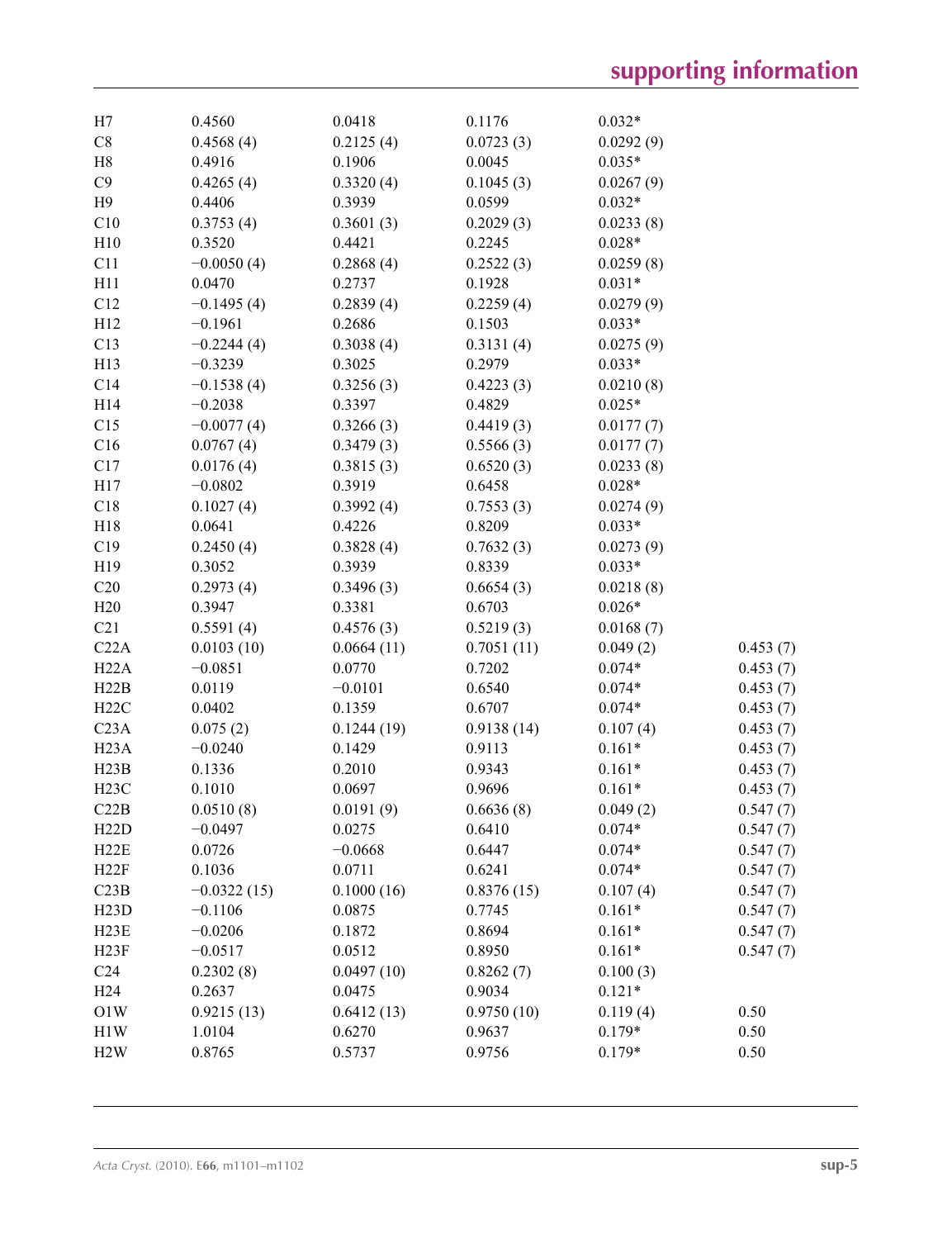| | | | | | |
|---|---|---|---|---|---|
| H7 | 0.4560 | 0.0418 | 0.1176 | 0.032* | |
| C8 | 0.4568 (4) | 0.2125 (4) | 0.0723 (3) | 0.0292 (9) | |
| H8 | 0.4916 | 0.1906 | 0.0045 | 0.035* | |
| C9 | 0.4265 (4) | 0.3320 (4) | 0.1045 (3) | 0.0267 (9) | |
| H9 | 0.4406 | 0.3939 | 0.0599 | 0.032* | |
| C10 | 0.3753 (4) | 0.3601 (3) | 0.2029 (3) | 0.0233 (8) | |
| H10 | 0.3520 | 0.4421 | 0.2245 | 0.028* | |
| C11 | −0.0050 (4) | 0.2868 (4) | 0.2522 (3) | 0.0259 (8) | |
| H11 | 0.0470 | 0.2737 | 0.1928 | 0.031* | |
| C12 | −0.1495 (4) | 0.2839 (4) | 0.2259 (4) | 0.0279 (9) | |
| H12 | −0.1961 | 0.2686 | 0.1503 | 0.033* | |
| C13 | −0.2244 (4) | 0.3038 (4) | 0.3131 (4) | 0.0275 (9) | |
| H13 | −0.3239 | 0.3025 | 0.2979 | 0.033* | |
| C14 | −0.1538 (4) | 0.3256 (3) | 0.4223 (3) | 0.0210 (8) | |
| H14 | −0.2038 | 0.3397 | 0.4829 | 0.025* | |
| C15 | −0.0077 (4) | 0.3266 (3) | 0.4419 (3) | 0.0177 (7) | |
| C16 | 0.0767 (4) | 0.3479 (3) | 0.5566 (3) | 0.0177 (7) | |
| C17 | 0.0176 (4) | 0.3815 (3) | 0.6520 (3) | 0.0233 (8) | |
| H17 | −0.0802 | 0.3919 | 0.6458 | 0.028* | |
| C18 | 0.1027 (4) | 0.3992 (4) | 0.7553 (3) | 0.0274 (9) | |
| H18 | 0.0641 | 0.4226 | 0.8209 | 0.033* | |
| C19 | 0.2450 (4) | 0.3828 (4) | 0.7632 (3) | 0.0273 (9) | |
| H19 | 0.3052 | 0.3939 | 0.8339 | 0.033* | |
| C20 | 0.2973 (4) | 0.3496 (3) | 0.6654 (3) | 0.0218 (8) | |
| H20 | 0.3947 | 0.3381 | 0.6703 | 0.026* | |
| C21 | 0.5591 (4) | 0.4576 (3) | 0.5219 (3) | 0.0168 (7) | |
| C22A | 0.0103 (10) | 0.0664 (11) | 0.7051 (11) | 0.049 (2) | 0.453 (7) |
| H22A | −0.0851 | 0.0770 | 0.7202 | 0.074* | 0.453 (7) |
| H22B | 0.0119 | −0.0101 | 0.6540 | 0.074* | 0.453 (7) |
| H22C | 0.0402 | 0.1359 | 0.6707 | 0.074* | 0.453 (7) |
| C23A | 0.075 (2) | 0.1244 (19) | 0.9138 (14) | 0.107 (4) | 0.453 (7) |
| H23A | −0.0240 | 0.1429 | 0.9113 | 0.161* | 0.453 (7) |
| H23B | 0.1336 | 0.2010 | 0.9343 | 0.161* | 0.453 (7) |
| H23C | 0.1010 | 0.0697 | 0.9696 | 0.161* | 0.453 (7) |
| C22B | 0.0510 (8) | 0.0191 (9) | 0.6636 (8) | 0.049 (2) | 0.547 (7) |
| H22D | −0.0497 | 0.0275 | 0.6410 | 0.074* | 0.547 (7) |
| H22E | 0.0726 | −0.0668 | 0.6447 | 0.074* | 0.547 (7) |
| H22F | 0.1036 | 0.0711 | 0.6241 | 0.074* | 0.547 (7) |
| C23B | −0.0322 (15) | 0.1000 (16) | 0.8376 (15) | 0.107 (4) | 0.547 (7) |
| H23D | −0.1106 | 0.0875 | 0.7745 | 0.161* | 0.547 (7) |
| H23E | −0.0206 | 0.1872 | 0.8694 | 0.161* | 0.547 (7) |
| H23F | −0.0517 | 0.0512 | 0.8950 | 0.161* | 0.547 (7) |
| C24 | 0.2302 (8) | 0.0497 (10) | 0.8262 (7) | 0.100 (3) | |
| H24 | 0.2637 | 0.0475 | 0.9034 | 0.121* | |
| O1W | 0.9215 (13) | 0.6412 (13) | 0.9750 (10) | 0.119 (4) | 0.50 |
| H1W | 1.0104 | 0.6270 | 0.9637 | 0.179* | 0.50 |
| H2W | 0.8765 | 0.5737 | 0.9756 | 0.179* | 0.50 |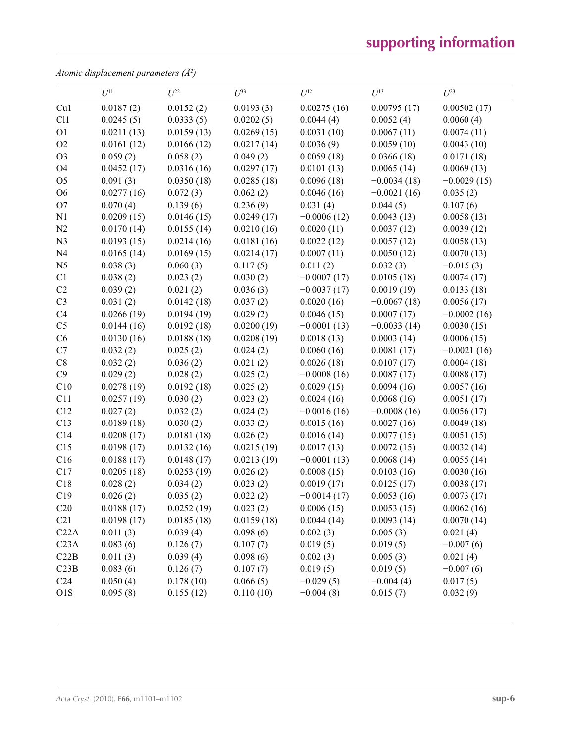*Atomic displacement parameters (Å$^2$)*

| | $U^{11}$ | $U^{22}$ | $U^{33}$ | $U^{12}$ | $U^{13}$ | $U^{23}$ |
|---|---|---|---|---|---|---|
| Cu1 | 0.0187 (2) | 0.0152 (2) | 0.0193 (3) | 0.00275 (16) | 0.00795 (17) | 0.00502 (17) |
| Cl1 | 0.0245 (5) | 0.0333 (5) | 0.0202 (5) | 0.0044 (4) | 0.0052 (4) | 0.0060 (4) |
| O1 | 0.0211 (13) | 0.0159 (13) | 0.0269 (15) | 0.0031 (10) | 0.0067 (11) | 0.0074 (11) |
| O2 | 0.0161 (12) | 0.0166 (12) | 0.0217 (14) | 0.0036 (9) | 0.0059 (10) | 0.0043 (10) |
| O3 | 0.059 (2) | 0.058 (2) | 0.049 (2) | 0.0059 (18) | 0.0366 (18) | 0.0171 (18) |
| O4 | 0.0452 (17) | 0.0316 (16) | 0.0297 (17) | 0.0101 (13) | 0.0065 (14) | 0.0069 (13) |
| O5 | 0.091 (3) | 0.0350 (18) | 0.0285 (18) | 0.0096 (18) | −0.0034 (18) | −0.0029 (15) |
| O6 | 0.0277 (16) | 0.072 (3) | 0.062 (2) | 0.0046 (16) | −0.0021 (16) | 0.035 (2) |
| O7 | 0.070 (4) | 0.139 (6) | 0.236 (9) | 0.031 (4) | 0.044 (5) | 0.107 (6) |
| N1 | 0.0209 (15) | 0.0146 (15) | 0.0249 (17) | −0.0006 (12) | 0.0043 (13) | 0.0058 (13) |
| N2 | 0.0170 (14) | 0.0155 (14) | 0.0210 (16) | 0.0020 (11) | 0.0037 (12) | 0.0039 (12) |
| N3 | 0.0193 (15) | 0.0214 (16) | 0.0181 (16) | 0.0022 (12) | 0.0057 (12) | 0.0058 (13) |
| N4 | 0.0165 (14) | 0.0169 (15) | 0.0214 (17) | 0.0007 (11) | 0.0050 (12) | 0.0070 (13) |
| N5 | 0.038 (3) | 0.060 (3) | 0.117 (5) | 0.011 (2) | 0.032 (3) | −0.015 (3) |
| C1 | 0.038 (2) | 0.023 (2) | 0.030 (2) | −0.0007 (17) | 0.0105 (18) | 0.0074 (17) |
| C2 | 0.039 (2) | 0.021 (2) | 0.036 (3) | −0.0037 (17) | 0.0019 (19) | 0.0133 (18) |
| C3 | 0.031 (2) | 0.0142 (18) | 0.037 (2) | 0.0020 (16) | −0.0067 (18) | 0.0056 (17) |
| C4 | 0.0266 (19) | 0.0194 (19) | 0.029 (2) | 0.0046 (15) | 0.0007 (17) | −0.0002 (16) |
| C5 | 0.0144 (16) | 0.0192 (18) | 0.0200 (19) | −0.0001 (13) | −0.0033 (14) | 0.0030 (15) |
| C6 | 0.0130 (16) | 0.0188 (18) | 0.0208 (19) | 0.0018 (13) | 0.0003 (14) | 0.0006 (15) |
| C7 | 0.032 (2) | 0.025 (2) | 0.024 (2) | 0.0060 (16) | 0.0081 (17) | −0.0021 (16) |
| C8 | 0.032 (2) | 0.036 (2) | 0.021 (2) | 0.0026 (18) | 0.0107 (17) | 0.0004 (18) |
| C9 | 0.029 (2) | 0.028 (2) | 0.025 (2) | −0.0008 (16) | 0.0087 (17) | 0.0088 (17) |
| C10 | 0.0278 (19) | 0.0192 (18) | 0.025 (2) | 0.0029 (15) | 0.0094 (16) | 0.0057 (16) |
| C11 | 0.0257 (19) | 0.030 (2) | 0.023 (2) | 0.0024 (16) | 0.0068 (16) | 0.0051 (17) |
| C12 | 0.027 (2) | 0.032 (2) | 0.024 (2) | −0.0016 (16) | −0.0008 (16) | 0.0056 (17) |
| C13 | 0.0189 (18) | 0.030 (2) | 0.033 (2) | 0.0015 (16) | 0.0027 (16) | 0.0049 (18) |
| C14 | 0.0208 (17) | 0.0181 (18) | 0.026 (2) | 0.0016 (14) | 0.0077 (15) | 0.0051 (15) |
| C15 | 0.0198 (17) | 0.0132 (16) | 0.0215 (19) | 0.0017 (13) | 0.0072 (15) | 0.0032 (14) |
| C16 | 0.0188 (17) | 0.0148 (17) | 0.0213 (19) | −0.0001 (13) | 0.0068 (14) | 0.0055 (14) |
| C17 | 0.0205 (18) | 0.0253 (19) | 0.026 (2) | 0.0008 (15) | 0.0103 (16) | 0.0030 (16) |
| C18 | 0.028 (2) | 0.034 (2) | 0.023 (2) | 0.0019 (17) | 0.0125 (17) | 0.0038 (17) |
| C19 | 0.026 (2) | 0.035 (2) | 0.022 (2) | −0.0014 (17) | 0.0053 (16) | 0.0073 (17) |
| C20 | 0.0188 (17) | 0.0252 (19) | 0.023 (2) | 0.0006 (15) | 0.0053 (15) | 0.0062 (16) |
| C21 | 0.0198 (17) | 0.0185 (18) | 0.0159 (18) | 0.0044 (14) | 0.0093 (14) | 0.0070 (14) |
| C22A | 0.011 (3) | 0.039 (4) | 0.098 (6) | 0.002 (3) | 0.005 (3) | 0.021 (4) |
| C23A | 0.083 (6) | 0.126 (7) | 0.107 (7) | 0.019 (5) | 0.019 (5) | −0.007 (6) |
| C22B | 0.011 (3) | 0.039 (4) | 0.098 (6) | 0.002 (3) | 0.005 (3) | 0.021 (4) |
| C23B | 0.083 (6) | 0.126 (7) | 0.107 (7) | 0.019 (5) | 0.019 (5) | −0.007 (6) |
| C24 | 0.050 (4) | 0.178 (10) | 0.066 (5) | −0.029 (5) | −0.004 (4) | 0.017 (5) |
| O1S | 0.095 (8) | 0.155 (12) | 0.110 (10) | −0.004 (8) | 0.015 (7) | 0.032 (9) |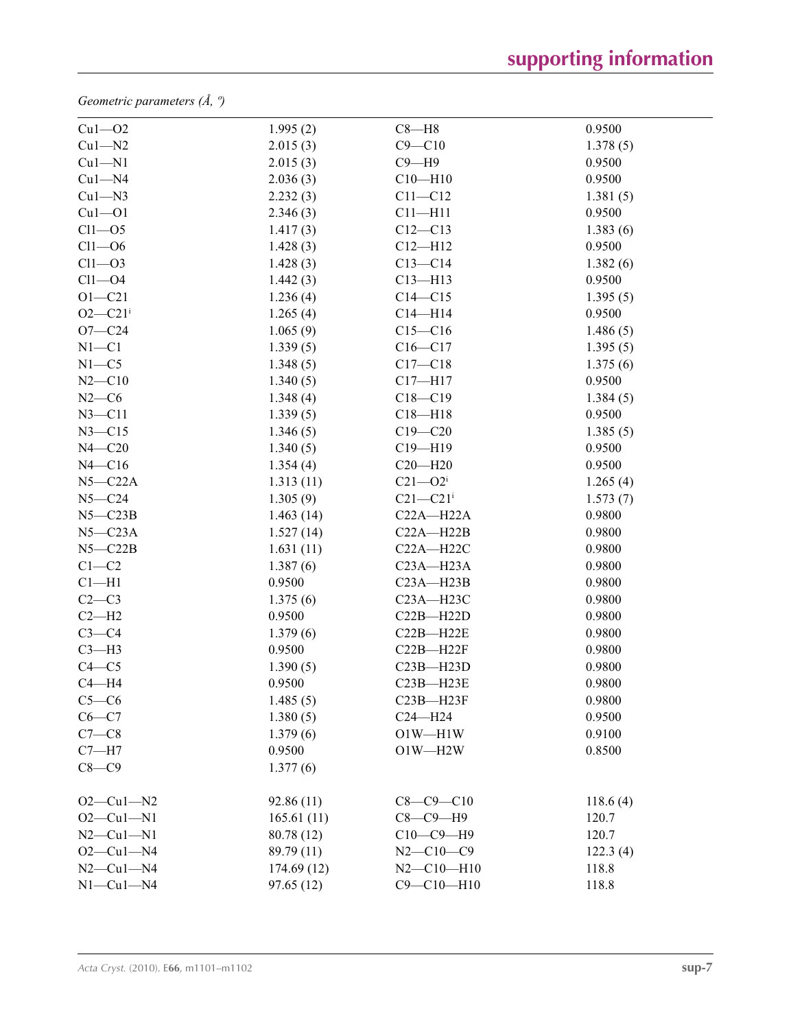*Geometric parameters (Å, º)*

| | | | |
|---|---|---|---|
| Cu1—O2 | 1.995 (2) | C8—H8 | 0.9500 |
| Cu1—N2 | 2.015 (3) | C9—C10 | 1.378 (5) |
| Cu1—N1 | 2.015 (3) | C9—H9 | 0.9500 |
| Cu1—N4 | 2.036 (3) | C10—H10 | 0.9500 |
| Cu1—N3 | 2.232 (3) | C11—C12 | 1.381 (5) |
| Cu1—O1 | 2.346 (3) | C11—H11 | 0.9500 |
| Cl1—O5 | 1.417 (3) | C12—C13 | 1.383 (6) |
| Cl1—O6 | 1.428 (3) | C12—H12 | 0.9500 |
| Cl1—O3 | 1.428 (3) | C13—C14 | 1.382 (6) |
| Cl1—O4 | 1.442 (3) | C13—H13 | 0.9500 |
| O1—C21 | 1.236 (4) | C14—C15 | 1.395 (5) |
| O2—C21$^{i}$ | 1.265 (4) | C14—H14 | 0.9500 |
| O7—C24 | 1.065 (9) | C15—C16 | 1.486 (5) |
| N1—C1 | 1.339 (5) | C16—C17 | 1.395 (5) |
| N1—C5 | 1.348 (5) | C17—C18 | 1.375 (6) |
| N2—C10 | 1.340 (5) | C17—H17 | 0.9500 |
| N2—C6 | 1.348 (4) | C18—C19 | 1.384 (5) |
| N3—C11 | 1.339 (5) | C18—H18 | 0.9500 |
| N3—C15 | 1.346 (5) | C19—C20 | 1.385 (5) |
| N4—C20 | 1.340 (5) | C19—H19 | 0.9500 |
| N4—C16 | 1.354 (4) | C20—H20 | 0.9500 |
| N5—C22A | 1.313 (11) | C21—O2$^{i}$ | 1.265 (4) |
| N5—C24 | 1.305 (9) | C21—C21$^{i}$ | 1.573 (7) |
| N5—C23B | 1.463 (14) | C22A—H22A | 0.9800 |
| N5—C23A | 1.527 (14) | C22A—H22B | 0.9800 |
| N5—C22B | 1.631 (11) | C22A—H22C | 0.9800 |
| C1—C2 | 1.387 (6) | C23A—H23A | 0.9800 |
| C1—H1 | 0.9500 | C23A—H23B | 0.9800 |
| C2—C3 | 1.375 (6) | C23A—H23C | 0.9800 |
| C2—H2 | 0.9500 | C22B—H22D | 0.9800 |
| C3—C4 | 1.379 (6) | C22B—H22E | 0.9800 |
| C3—H3 | 0.9500 | C22B—H22F | 0.9800 |
| C4—C5 | 1.390 (5) | C23B—H23D | 0.9800 |
| C4—H4 | 0.9500 | C23B—H23E | 0.9800 |
| C5—C6 | 1.485 (5) | C23B—H23F | 0.9800 |
| C6—C7 | 1.380 (5) | C24—H24 | 0.9500 |
| C7—C8 | 1.379 (6) | O1W—H1W | 0.9100 |
| C7—H7 | 0.9500 | O1W—H2W | 0.8500 |
| C8—C9 | 1.377 (6) | | |
| | | | |
| O2—Cu1—N2 | 92.86 (11) | C8—C9—C10 | 118.6 (4) |
| O2—Cu1—N1 | 165.61 (11) | C8—C9—H9 | 120.7 |
| N2—Cu1—N1 | 80.78 (12) | C10—C9—H9 | 120.7 |
| O2—Cu1—N4 | 89.79 (11) | N2—C10—C9 | 122.3 (4) |
| N2—Cu1—N4 | 174.69 (12) | N2—C10—H10 | 118.8 |
| N1—Cu1—N4 | 97.65 (12) | C9—C10—H10 | 118.8 |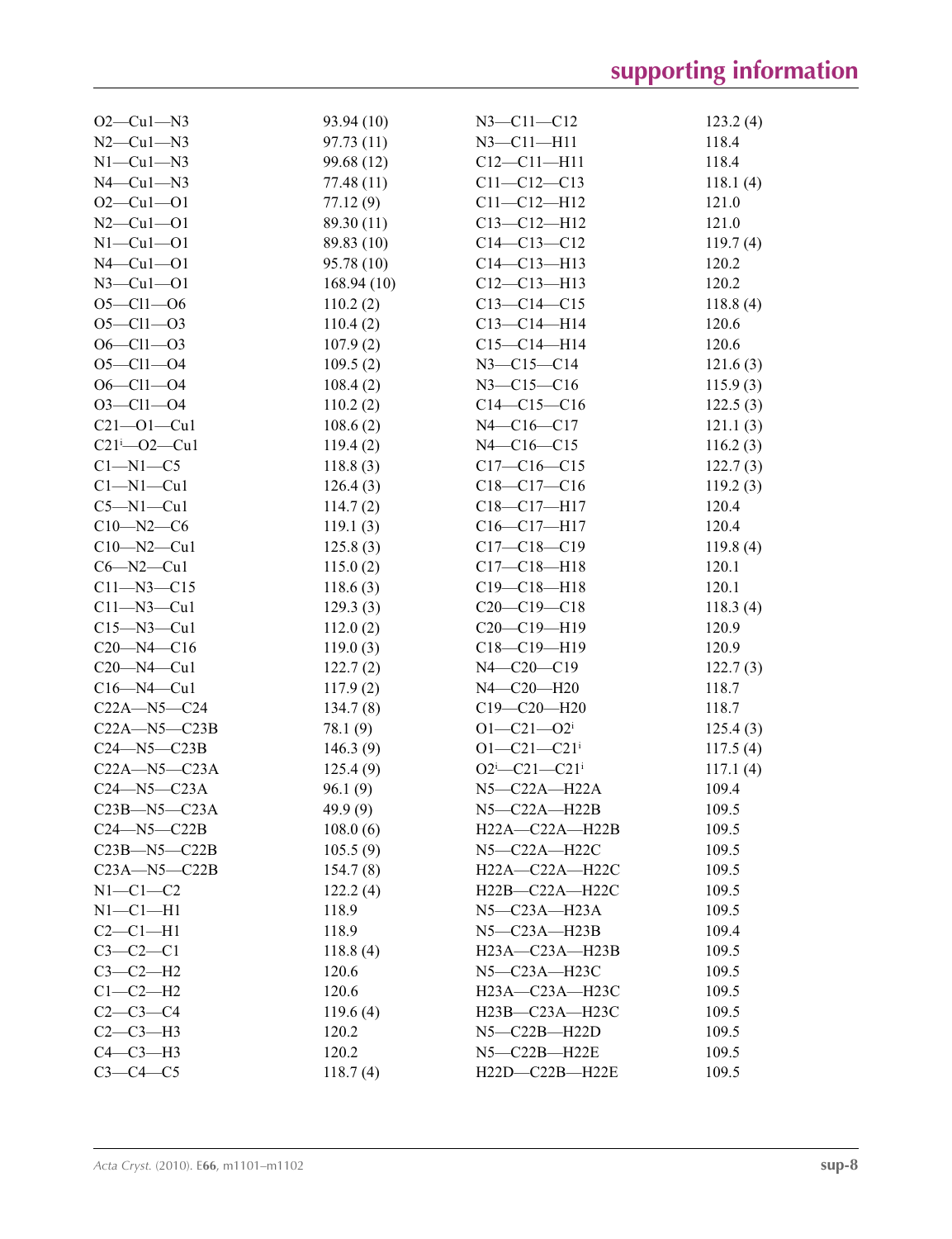| | | | |
|---|---|---|---|
| O2—Cu1—N3 | 93.94 (10) | N3—C11—C12 | 123.2 (4) |
| N2—Cu1—N3 | 97.73 (11) | N3—C11—H11 | 118.4 |
| N1—Cu1—N3 | 99.68 (12) | C12—C11—H11 | 118.4 |
| N4—Cu1—N3 | 77.48 (11) | C11—C12—C13 | 118.1 (4) |
| O2—Cu1—O1 | 77.12 (9) | C11—C12—H12 | 121.0 |
| N2—Cu1—O1 | 89.30 (11) | C13—C12—H12 | 121.0 |
| N1—Cu1—O1 | 89.83 (10) | C14—C13—C12 | 119.7 (4) |
| N4—Cu1—O1 | 95.78 (10) | C14—C13—H13 | 120.2 |
| N3—Cu1—O1 | 168.94 (10) | C12—C13—H13 | 120.2 |
| O5—Cl1—O6 | 110.2 (2) | C13—C14—C15 | 118.8 (4) |
| O5—Cl1—O3 | 110.4 (2) | C13—C14—H14 | 120.6 |
| O6—Cl1—O3 | 107.9 (2) | C15—C14—H14 | 120.6 |
| O5—Cl1—O4 | 109.5 (2) | N3—C15—C14 | 121.6 (3) |
| O6—Cl1—O4 | 108.4 (2) | N3—C15—C16 | 115.9 (3) |
| O3—Cl1—O4 | 110.2 (2) | C14—C15—C16 | 122.5 (3) |
| C21—O1—Cu1 | 108.6 (2) | N4—C16—C17 | 121.1 (3) |
| C21$^{i}$—O2—Cu1 | 119.4 (2) | N4—C16—C15 | 116.2 (3) |
| C1—N1—C5 | 118.8 (3) | C17—C16—C15 | 122.7 (3) |
| C1—N1—Cu1 | 126.4 (3) | C18—C17—C16 | 119.2 (3) |
| C5—N1—Cu1 | 114.7 (2) | C18—C17—H17 | 120.4 |
| C10—N2—C6 | 119.1 (3) | C16—C17—H17 | 120.4 |
| C10—N2—Cu1 | 125.8 (3) | C17—C18—C19 | 119.8 (4) |
| C6—N2—Cu1 | 115.0 (2) | C17—C18—H18 | 120.1 |
| C11—N3—C15 | 118.6 (3) | C19—C18—H18 | 120.1 |
| C11—N3—Cu1 | 129.3 (3) | C20—C19—C18 | 118.3 (4) |
| C15—N3—Cu1 | 112.0 (2) | C20—C19—H19 | 120.9 |
| C20—N4—C16 | 119.0 (3) | C18—C19—H19 | 120.9 |
| C20—N4—Cu1 | 122.7 (2) | N4—C20—C19 | 122.7 (3) |
| C16—N4—Cu1 | 117.9 (2) | N4—C20—H20 | 118.7 |
| C22A—N5—C24 | 134.7 (8) | C19—C20—H20 | 118.7 |
| C22A—N5—C23B | 78.1 (9) | O1—C21—O2$^{i}$ | 125.4 (3) |
| C24—N5—C23B | 146.3 (9) | O1—C21—C21$^{i}$ | 117.5 (4) |
| C22A—N5—C23A | 125.4 (9) | O2$^{i}$—C21—C21$^{i}$ | 117.1 (4) |
| C24—N5—C23A | 96.1 (9) | N5—C22A—H22A | 109.4 |
| C23B—N5—C23A | 49.9 (9) | N5—C22A—H22B | 109.5 |
| C24—N5—C22B | 108.0 (6) | H22A—C22A—H22B | 109.5 |
| C23B—N5—C22B | 105.5 (9) | N5—C22A—H22C | 109.5 |
| C23A—N5—C22B | 154.7 (8) | H22A—C22A—H22C | 109.5 |
| N1—C1—C2 | 122.2 (4) | H22B—C22A—H22C | 109.5 |
| N1—C1—H1 | 118.9 | N5—C23A—H23A | 109.5 |
| C2—C1—H1 | 118.9 | N5—C23A—H23B | 109.4 |
| C3—C2—C1 | 118.8 (4) | H23A—C23A—H23B | 109.5 |
| C3—C2—H2 | 120.6 | N5—C23A—H23C | 109.5 |
| C1—C2—H2 | 120.6 | H23A—C23A—H23C | 109.5 |
| C2—C3—C4 | 119.6 (4) | H23B—C23A—H23C | 109.5 |
| C2—C3—H3 | 120.2 | N5—C22B—H22D | 109.5 |
| C4—C3—H3 | 120.2 | N5—C22B—H22E | 109.5 |
| C3—C4—C5 | 118.7 (4) | H22D—C22B—H22E | 109.5 |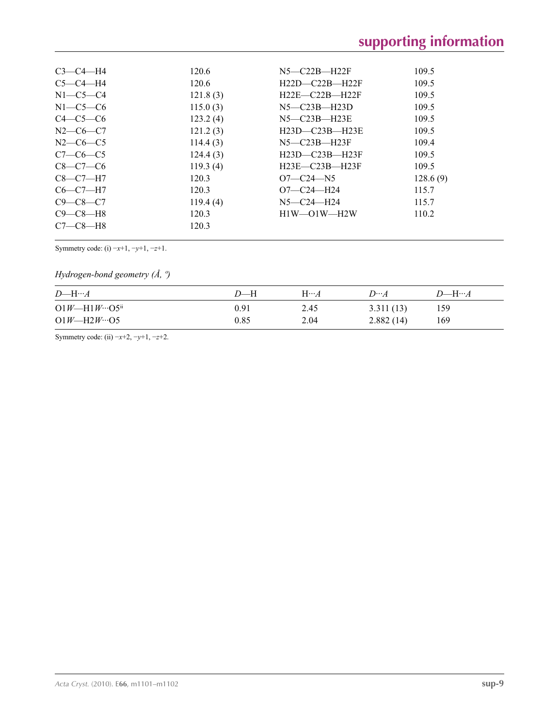| | | | |
|---|---|---|---|
| C3—C4—H4 | 120.6 | N5—C22B—H22F | 109.5 |
| C5—C4—H4 | 120.6 | H22D—C22B—H22F | 109.5 |
| N1—C5—C4 | 121.8 (3) | H22E—C22B—H22F | 109.5 |
| N1—C5—C6 | 115.0 (3) | N5—C23B—H23D | 109.5 |
| C4—C5—C6 | 123.2 (4) | N5—C23B—H23E | 109.5 |
| N2—C6—C7 | 121.2 (3) | H23D—C23B—H23E | 109.5 |
| N2—C6—C5 | 114.4 (3) | N5—C23B—H23F | 109.4 |
| C7—C6—C5 | 124.4 (3) | H23D—C23B—H23F | 109.5 |
| C8—C7—C6 | 119.3 (4) | H23E—C23B—H23F | 109.5 |
| C8—C7—H7 | 120.3 | O7—C24—N5 | 128.6 (9) |
| C6—C7—H7 | 120.3 | O7—C24—H24 | 115.7 |
| C9—C8—C7 | 119.4 (4) | N5—C24—H24 | 115.7 |
| C9—C8—H8 | 120.3 | H1W—O1W—H2W | 110.2 |
| C7—C8—H8 | 120.3 | | |

Symmetry code: (i) $-x+1, -y+1, -z+1$.

*Hydrogen-bond geometry (Å, º)*

| *D*—H···*A* | *D*—H | H···*A* | *D*···*A* | *D*—H···*A* |
|---|---|---|---|---|
| O1*W*—H1*W*···O5[ii] | 0.91 | 2.45 | 3.311 (13) | 159 |
| O1*W*—H2*W*···O5 | 0.85 | 2.04 | 2.882 (14) | 169 |

Symmetry code: (ii) $-x+2, -y+1, -z+2$.